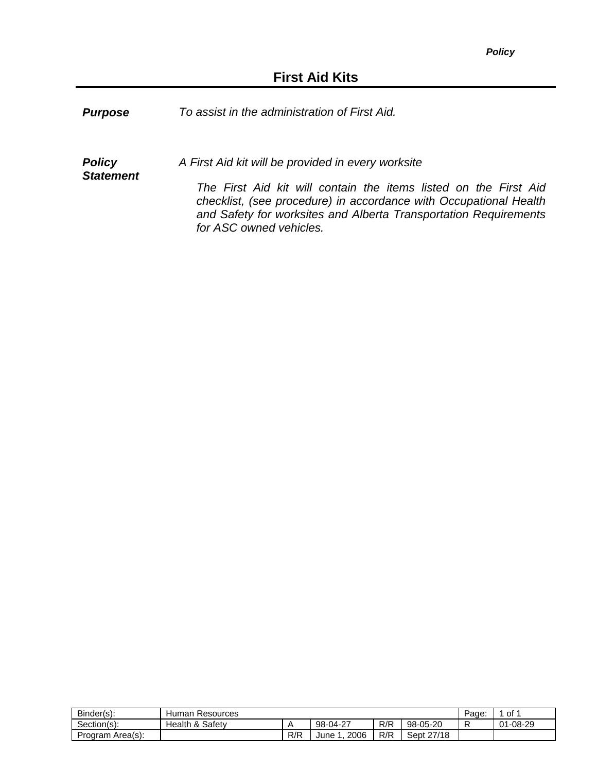*Policy*

# First Aid Kits

***Purpose***

*To assist in the administration of First Aid.*

***Policy Statement***

*A First Aid kit will be provided in every worksite*

*The First Aid kit will contain the items listed on the First Aid checklist, (see procedure) in accordance with Occupational Health and Safety for worksites and Alberta Transportation Requirements for ASC owned vehicles.*

| | | | | | | | |
|---|---|---|---|---|---|---|---|
| Binder(s): | Human Resources | | | | | Page: | 1 of 1 |
| Section(s): | Health & Safety | A | 98-04-27 | R/R | 98-05-20 | R | 01-08-29 |
| Program Area(s): | | R/R | June 1, 2006 | R/R | Sept 27/18 | | |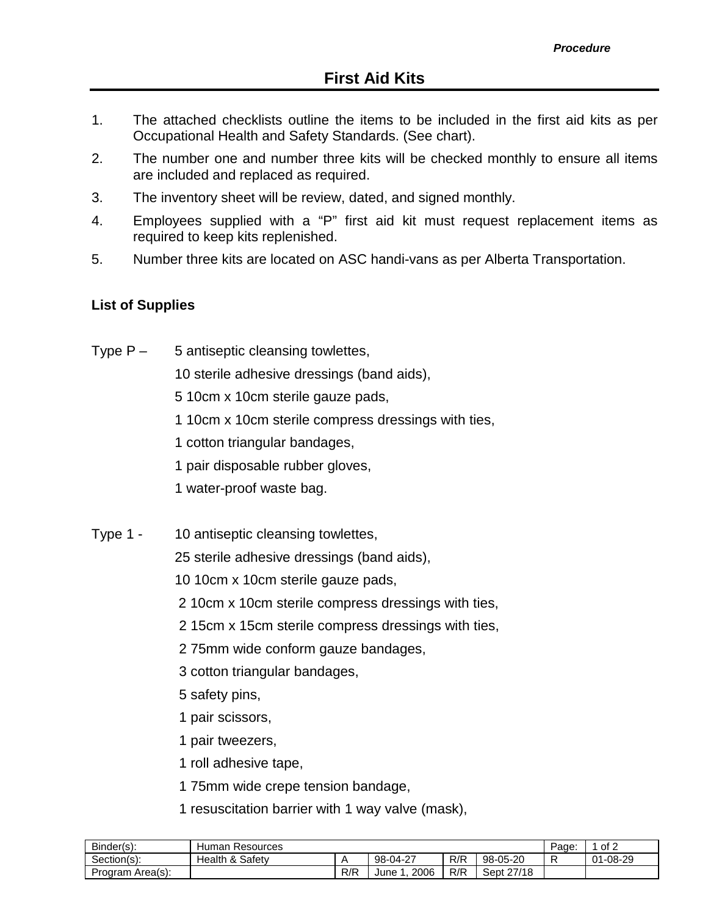***Procedure***

# First Aid Kits

1. The attached checklists outline the items to be included in the first aid kits as per Occupational Health and Safety Standards. (See chart).
2. The number one and number three kits will be checked monthly to ensure all items are included and replaced as required.
3. The inventory sheet will be review, dated, and signed monthly.
4. Employees supplied with a “P” first aid kit must request replacement items as required to keep kits replenished.
5. Number three kits are located on ASC handi-vans as per Alberta Transportation.

**List of Supplies**

Type P –
- 5 antiseptic cleansing towlettes,
- 10 sterile adhesive dressings (band aids),
- 5 10cm x 10cm sterile gauze pads,
- 1 10cm x 10cm sterile compress dressings with ties,
- 1 cotton triangular bandages,
- 1 pair disposable rubber gloves,
- 1 water-proof waste bag.

Type 1 -
- 10 antiseptic cleansing towlettes,
- 25 sterile adhesive dressings (band aids),
- 10 10cm x 10cm sterile gauze pads,
- 2 10cm x 10cm sterile compress dressings with ties,
- 2 15cm x 15cm sterile compress dressings with ties,
- 2 75mm wide conform gauze bandages,
- 3 cotton triangular bandages,
- 5 safety pins,
- 1 pair scissors,
- 1 pair tweezers,
- 1 roll adhesive tape,
- 1 75mm wide crepe tension bandage,
- 1 resuscitation barrier with 1 way valve (mask),

| | | | | | | | |
|---|---|---|---|---|---|---|---|
| Binder(s): | Human Resources | | | | | Page: | 1 of 2 |
| Section(s): | Health & Safety | A | 98-04-27 | R/R | 98-05-20 | R | 01-08-29 |
| Program Area(s): | | R/R | June 1, 2006 | R/R | Sept 27/18 | | |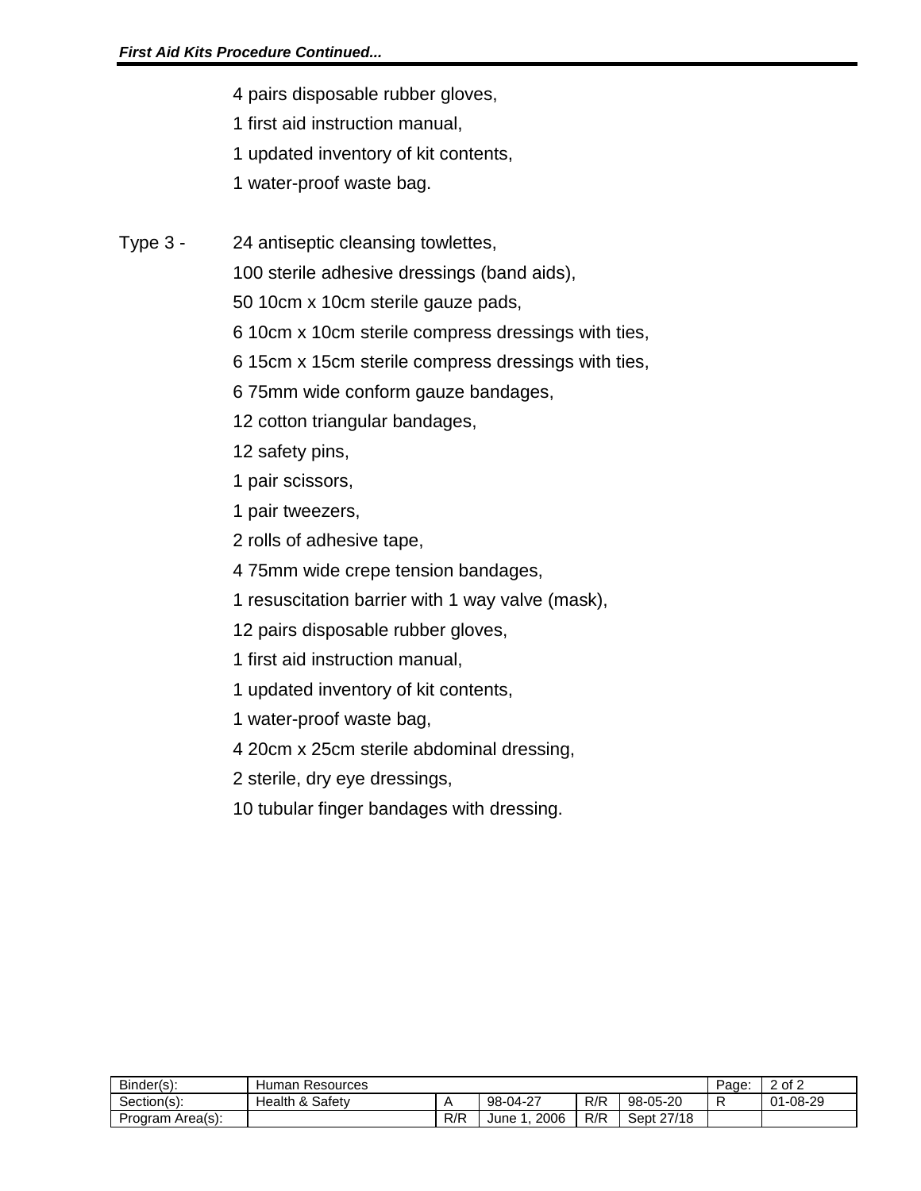4 pairs disposable rubber gloves,
1 first aid instruction manual,
1 updated inventory of kit contents,
1 water-proof waste bag.

Type 3 -
24 antiseptic cleansing towlettes,
100 sterile adhesive dressings (band aids),
50 10cm x 10cm sterile gauze pads,
6 10cm x 10cm sterile compress dressings with ties,
6 15cm x 15cm sterile compress dressings with ties,
6 75mm wide conform gauze bandages,
12 cotton triangular bandages,
12 safety pins,
1 pair scissors,
1 pair tweezers,
2 rolls of adhesive tape,
4 75mm wide crepe tension bandages,
1 resuscitation barrier with 1 way valve (mask),
12 pairs disposable rubber gloves,
1 first aid instruction manual,
1 updated inventory of kit contents,
1 water-proof waste bag,
4 20cm x 25cm sterile abdominal dressing,
2 sterile, dry eye dressings,
10 tubular finger bandages with dressing.